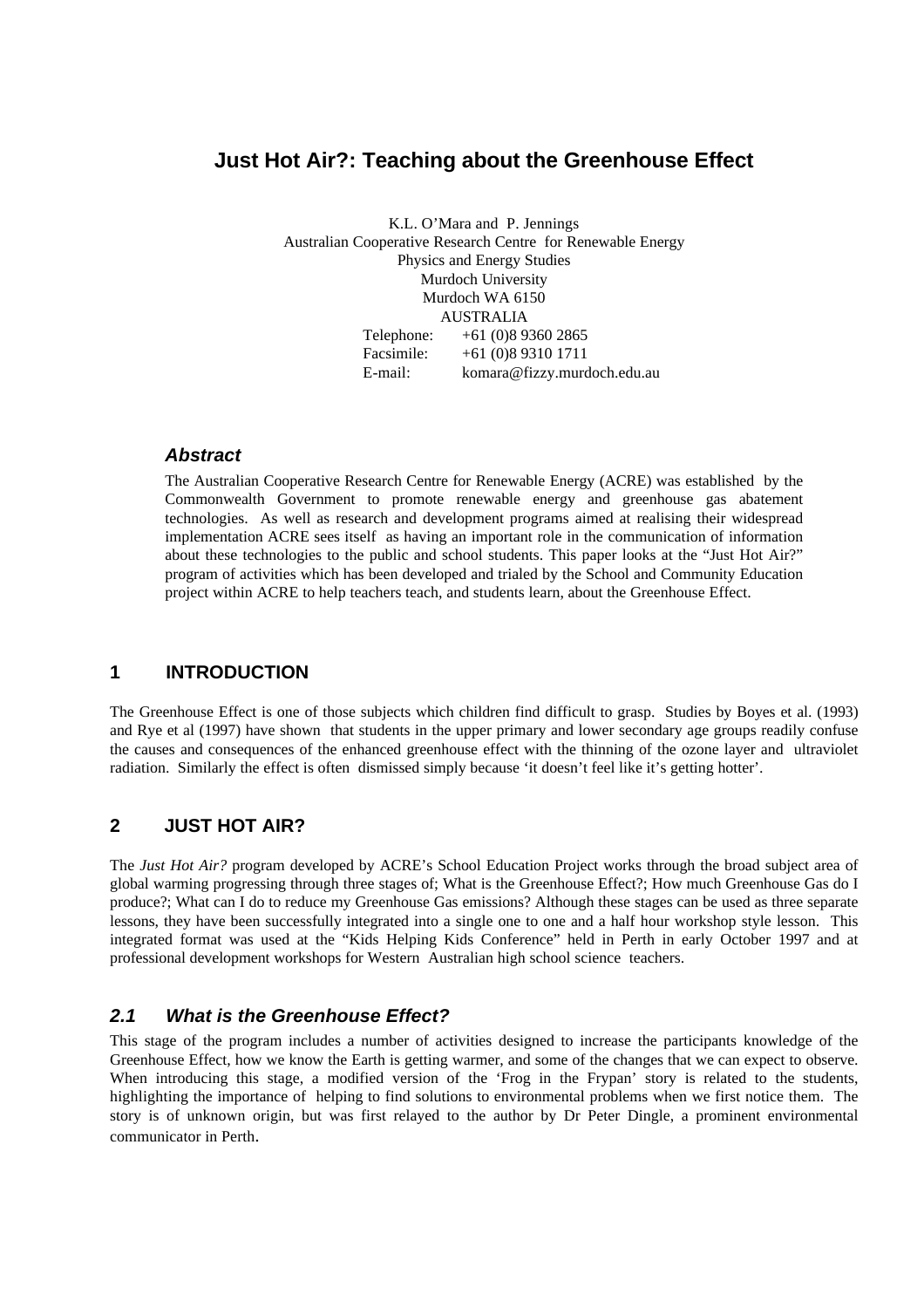# Just Hot Air?: Teaching about the Greenhouse Effect

K.L. O'Mara and P. Jennings
Australian Cooperative Research Centre for Renewable Energy
Physics and Energy Studies
Murdoch University
Murdoch WA 6150
AUSTRALIA
Telephone: +61 (0)8 9360 2865
Facsimile: +61 (0)8 9310 1711
E-mail: komara@fizzy.murdoch.edu.au

### *Abstract*

The Australian Cooperative Research Centre for Renewable Energy (ACRE) was established by the Commonwealth Government to promote renewable energy and greenhouse gas abatement technologies. As well as research and development programs aimed at realising their widespread implementation ACRE sees itself as having an important role in the communication of information about these technologies to the public and school students. This paper looks at the "Just Hot Air?" program of activities which has been developed and trialed by the School and Community Education project within ACRE to help teachers teach, and students learn, about the Greenhouse Effect.

## 1 INTRODUCTION

The Greenhouse Effect is one of those subjects which children find difficult to grasp. Studies by Boyes et al. (1993) and Rye et al (1997) have shown that students in the upper primary and lower secondary age groups readily confuse the causes and consequences of the enhanced greenhouse effect with the thinning of the ozone layer and ultraviolet radiation. Similarly the effect is often dismissed simply because 'it doesn't feel like it's getting hotter'.

## 2 JUST HOT AIR?

The *Just Hot Air?* program developed by ACRE's School Education Project works through the broad subject area of global warming progressing through three stages of; What is the Greenhouse Effect?; How much Greenhouse Gas do I produce?; What can I do to reduce my Greenhouse Gas emissions? Although these stages can be used as three separate lessons, they have been successfully integrated into a single one to one and a half hour workshop style lesson. This integrated format was used at the "Kids Helping Kids Conference" held in Perth in early October 1997 and at professional development workshops for Western Australian high school science teachers.

### *2.1 What is the Greenhouse Effect?*

This stage of the program includes a number of activities designed to increase the participants knowledge of the Greenhouse Effect, how we know the Earth is getting warmer, and some of the changes that we can expect to observe. When introducing this stage, a modified version of the 'Frog in the Frypan' story is related to the students, highlighting the importance of helping to find solutions to environmental problems when we first notice them. The story is of unknown origin, but was first relayed to the author by Dr Peter Dingle, a prominent environmental communicator in Perth.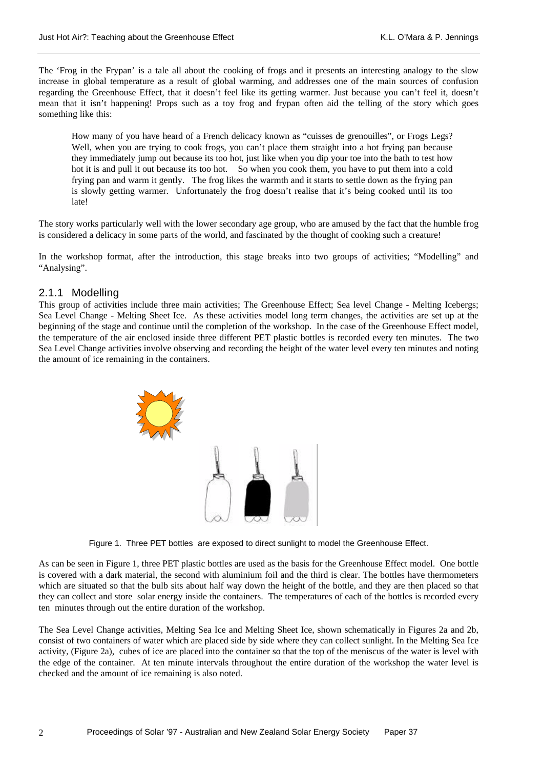The 'Frog in the Frypan' is a tale all about the cooking of frogs and it presents an interesting analogy to the slow increase in global temperature as a result of global warming, and addresses one of the main sources of confusion regarding the Greenhouse Effect, that it doesn't feel like its getting warmer. Just because you can't feel it, doesn't mean that it isn't happening! Props such as a toy frog and frypan often aid the telling of the story which goes something like this:

> How many of you have heard of a French delicacy known as "cuisses de grenouilles", or Frogs Legs? Well, when you are trying to cook frogs, you can't place them straight into a hot frying pan because they immediately jump out because its too hot, just like when you dip your toe into the bath to test how hot it is and pull it out because its too hot. So when you cook them, you have to put them into a cold frying pan and warm it gently. The frog likes the warmth and it starts to settle down as the frying pan is slowly getting warmer. Unfortunately the frog doesn't realise that it's being cooked until its too late!

The story works particularly well with the lower secondary age group, who are amused by the fact that the humble frog is considered a delicacy in some parts of the world, and fascinated by the thought of cooking such a creature!

In the workshop format, after the introduction, this stage breaks into two groups of activities; "Modelling" and "Analysing".

### 2.1.1 Modelling

This group of activities include three main activities; The Greenhouse Effect; Sea level Change - Melting Icebergs; Sea Level Change - Melting Sheet Ice. As these activities model long term changes, the activities are set up at the beginning of the stage and continue until the completion of the workshop. In the case of the Greenhouse Effect model, the temperature of the air enclosed inside three different PET plastic bottles is recorded every ten minutes. The two Sea Level Change activities involve observing and recording the height of the water level every ten minutes and noting the amount of ice remaining in the containers.

Figure 1. Three PET bottles are exposed to direct sunlight to model the Greenhouse Effect.

As can be seen in Figure 1, three PET plastic bottles are used as the basis for the Greenhouse Effect model. One bottle is covered with a dark material, the second with aluminium foil and the third is clear. The bottles have thermometers which are situated so that the bulb sits about half way down the height of the bottle, and they are then placed so that they can collect and store solar energy inside the containers. The temperatures of each of the bottles is recorded every ten minutes through out the entire duration of the workshop.

The Sea Level Change activities, Melting Sea Ice and Melting Sheet Ice, shown schematically in Figures 2a and 2b, consist of two containers of water which are placed side by side where they can collect sunlight. In the Melting Sea Ice activity, (Figure 2a), cubes of ice are placed into the container so that the top of the meniscus of the water is level with the edge of the container. At ten minute intervals throughout the entire duration of the workshop the water level is checked and the amount of ice remaining is also noted.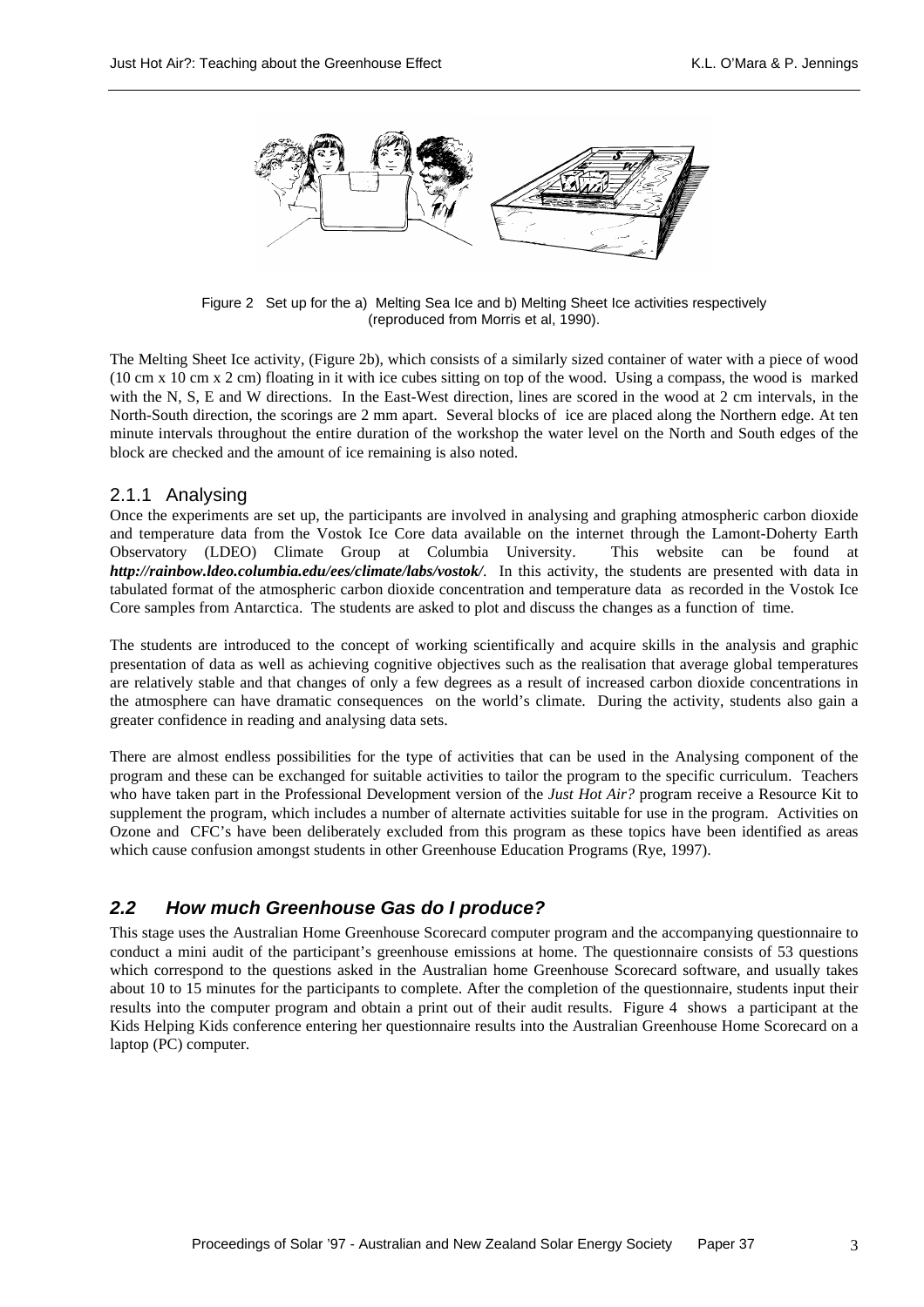Figure 2 Set up for the a) Melting Sea Ice and b) Melting Sheet Ice activities respectively (reproduced from Morris et al, 1990).

The Melting Sheet Ice activity, (Figure 2b), which consists of a similarly sized container of water with a piece of wood (10 cm x 10 cm x 2 cm) floating in it with ice cubes sitting on top of the wood. Using a compass, the wood is marked with the N, S, E and W directions. In the East-West direction, lines are scored in the wood at 2 cm intervals, in the North-South direction, the scorings are 2 mm apart. Several blocks of ice are placed along the Northern edge. At ten minute intervals throughout the entire duration of the workshop the water level on the North and South edges of the block are checked and the amount of ice remaining is also noted.

### 2.1.1 Analysing

Once the experiments are set up, the participants are involved in analysing and graphing atmospheric carbon dioxide and temperature data from the Vostok Ice Core data available on the internet through the Lamont-Doherty Earth Observatory (LDEO) Climate Group at Columbia University. This website can be found at ***http://rainbow.ldeo.columbia.edu/ees/climate/labs/vostok/***. In this activity, the students are presented with data in tabulated format of the atmospheric carbon dioxide concentration and temperature data as recorded in the Vostok Ice Core samples from Antarctica. The students are asked to plot and discuss the changes as a function of time.

The students are introduced to the concept of working scientifically and acquire skills in the analysis and graphic presentation of data as well as achieving cognitive objectives such as the realisation that average global temperatures are relatively stable and that changes of only a few degrees as a result of increased carbon dioxide concentrations in the atmosphere can have dramatic consequences on the world's climate. During the activity, students also gain a greater confidence in reading and analysing data sets.

There are almost endless possibilities for the type of activities that can be used in the Analysing component of the program and these can be exchanged for suitable activities to tailor the program to the specific curriculum. Teachers who have taken part in the Professional Development version of the *Just Hot Air?* program receive a Resource Kit to supplement the program, which includes a number of alternate activities suitable for use in the program. Activities on Ozone and CFC's have been deliberately excluded from this program as these topics have been identified as areas which cause confusion amongst students in other Greenhouse Education Programs (Rye, 1997).

## *2.2 How much Greenhouse Gas do I produce?*

This stage uses the Australian Home Greenhouse Scorecard computer program and the accompanying questionnaire to conduct a mini audit of the participant's greenhouse emissions at home. The questionnaire consists of 53 questions which correspond to the questions asked in the Australian home Greenhouse Scorecard software, and usually takes about 10 to 15 minutes for the participants to complete. After the completion of the questionnaire, students input their results into the computer program and obtain a print out of their audit results. Figure 4 shows a participant at the Kids Helping Kids conference entering her questionnaire results into the Australian Greenhouse Home Scorecard on a laptop (PC) computer.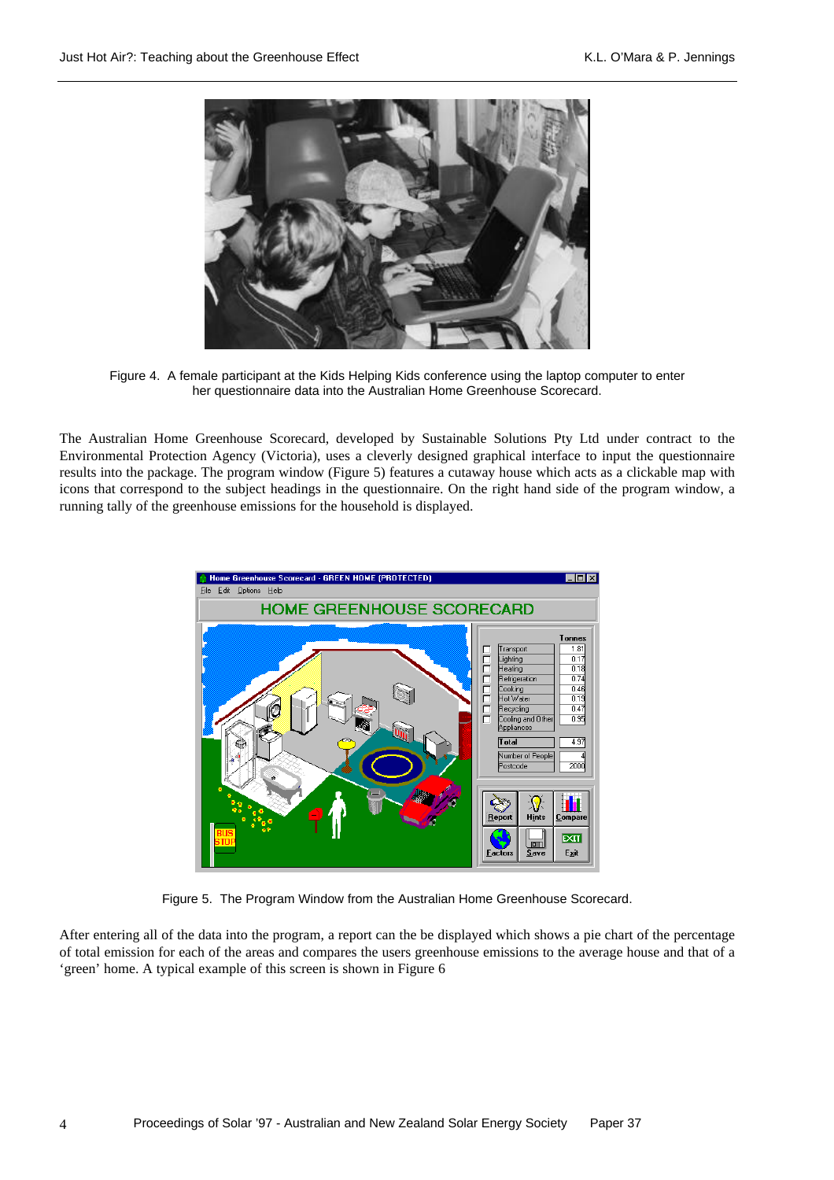Figure 4. A female participant at the Kids Helping Kids conference using the laptop computer to enter her questionnaire data into the Australian Home Greenhouse Scorecard.

The Australian Home Greenhouse Scorecard, developed by Sustainable Solutions Pty Ltd under contract to the Environmental Protection Agency (Victoria), uses a cleverly designed graphical interface to input the questionnaire results into the package. The program window (Figure 5) features a cutaway house which acts as a clickable map with icons that correspond to the subject headings in the questionnaire. On the right hand side of the program window, a running tally of the greenhouse emissions for the household is displayed.

Figure 5. The Program Window from the Australian Home Greenhouse Scorecard.

After entering all of the data into the program, a report can the be displayed which shows a pie chart of the percentage of total emission for each of the areas and compares the users greenhouse emissions to the average house and that of a 'green' home. A typical example of this screen is shown in Figure 6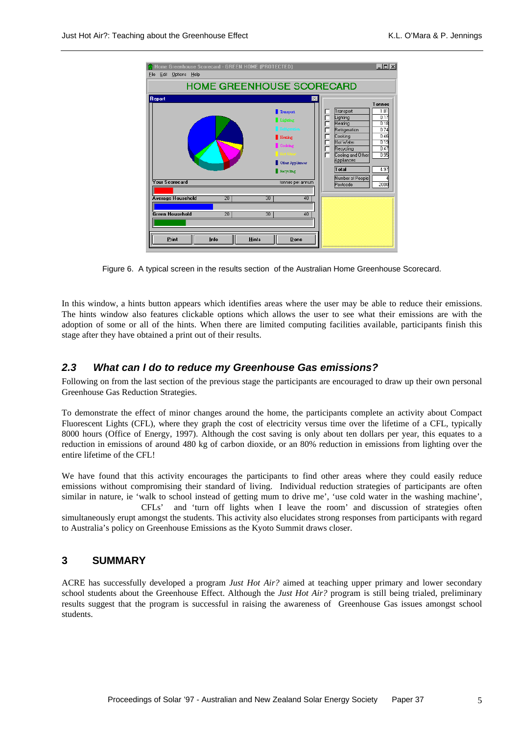Figure 6. A typical screen in the results section of the Australian Home Greenhouse Scorecard.

In this window, a hints button appears which identifies areas where the user may be able to reduce their emissions. The hints window also features clickable options which allows the user to see what their emissions are with the adoption of some or all of the hints. When there are limited computing facilities available, participants finish this stage after they have obtained a print out of their results.

### 2.3 What can I do to reduce my Greenhouse Gas emissions?

Following on from the last section of the previous stage the participants are encouraged to draw up their own personal Greenhouse Gas Reduction Strategies.

To demonstrate the effect of minor changes around the home, the participants complete an activity about Compact Fluorescent Lights (CFL), where they graph the cost of electricity versus time over the lifetime of a CFL, typically 8000 hours (Office of Energy, 1997). Although the cost saving is only about ten dollars per year, this equates to a reduction in emissions of around 480 kg of carbon dioxide, or an 80% reduction in emissions from lighting over the entire lifetime of the CFL!

We have found that this activity encourages the participants to find other areas where they could easily reduce emissions without compromising their standard of living. Individual reduction strategies of participants are often similar in nature, ie 'walk to school instead of getting mum to drive me', 'use cold water in the washing machine', CFLs' and 'turn off lights when I leave the room' and discussion of strategies often simultaneously erupt amongst the students. This activity also elucidates strong responses from participants with regard to Australia's policy on Greenhouse Emissions as the Kyoto Summit draws closer.

## 3 SUMMARY

ACRE has successfully developed a program *Just Hot Air?* aimed at teaching upper primary and lower secondary school students about the Greenhouse Effect. Although the *Just Hot Air?* program is still being trialed, preliminary results suggest that the program is successful in raising the awareness of Greenhouse Gas issues amongst school students.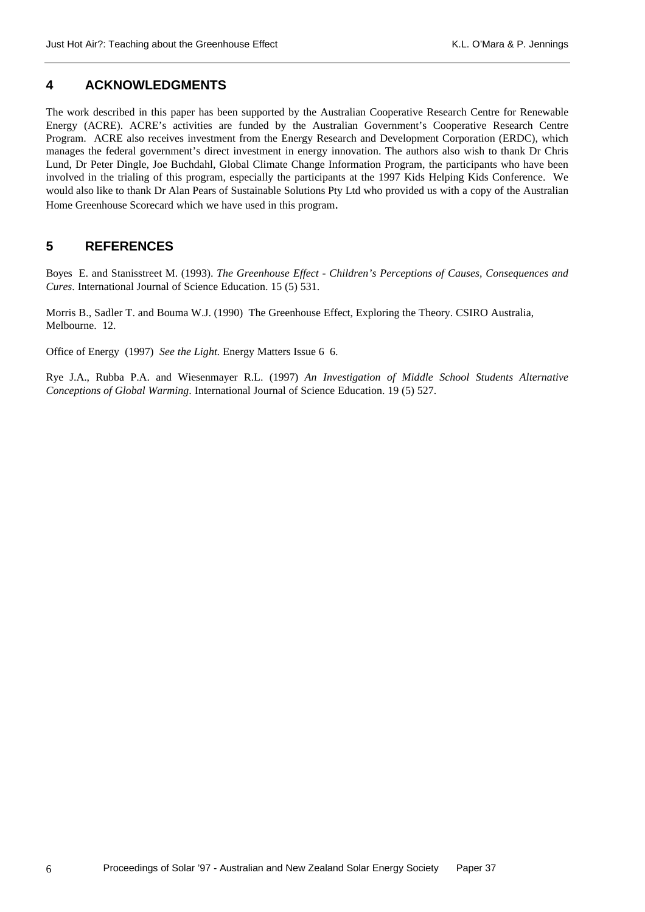## 4 ACKNOWLEDGMENTS

The work described in this paper has been supported by the Australian Cooperative Research Centre for Renewable Energy (ACRE). ACRE's activities are funded by the Australian Government's Cooperative Research Centre Program. ACRE also receives investment from the Energy Research and Development Corporation (ERDC), which manages the federal government's direct investment in energy innovation. The authors also wish to thank Dr Chris Lund, Dr Peter Dingle, Joe Buchdahl, Global Climate Change Information Program, the participants who have been involved in the trialing of this program, especially the participants at the 1997 Kids Helping Kids Conference. We would also like to thank Dr Alan Pears of Sustainable Solutions Pty Ltd who provided us with a copy of the Australian Home Greenhouse Scorecard which we have used in this program.

## 5 REFERENCES

Boyes E. and Stanisstreet M. (1993). *The Greenhouse Effect - Children's Perceptions of Causes, Consequences and Cures*. International Journal of Science Education. 15 (5) 531.

Morris B., Sadler T. and Bouma W.J. (1990) The Greenhouse Effect, Exploring the Theory. CSIRO Australia, Melbourne. 12.

Office of Energy (1997) *See the Light.* Energy Matters Issue 6 6.

Rye J.A., Rubba P.A. and Wiesenmayer R.L. (1997) *An Investigation of Middle School Students Alternative Conceptions of Global Warming*. International Journal of Science Education. 19 (5) 527.